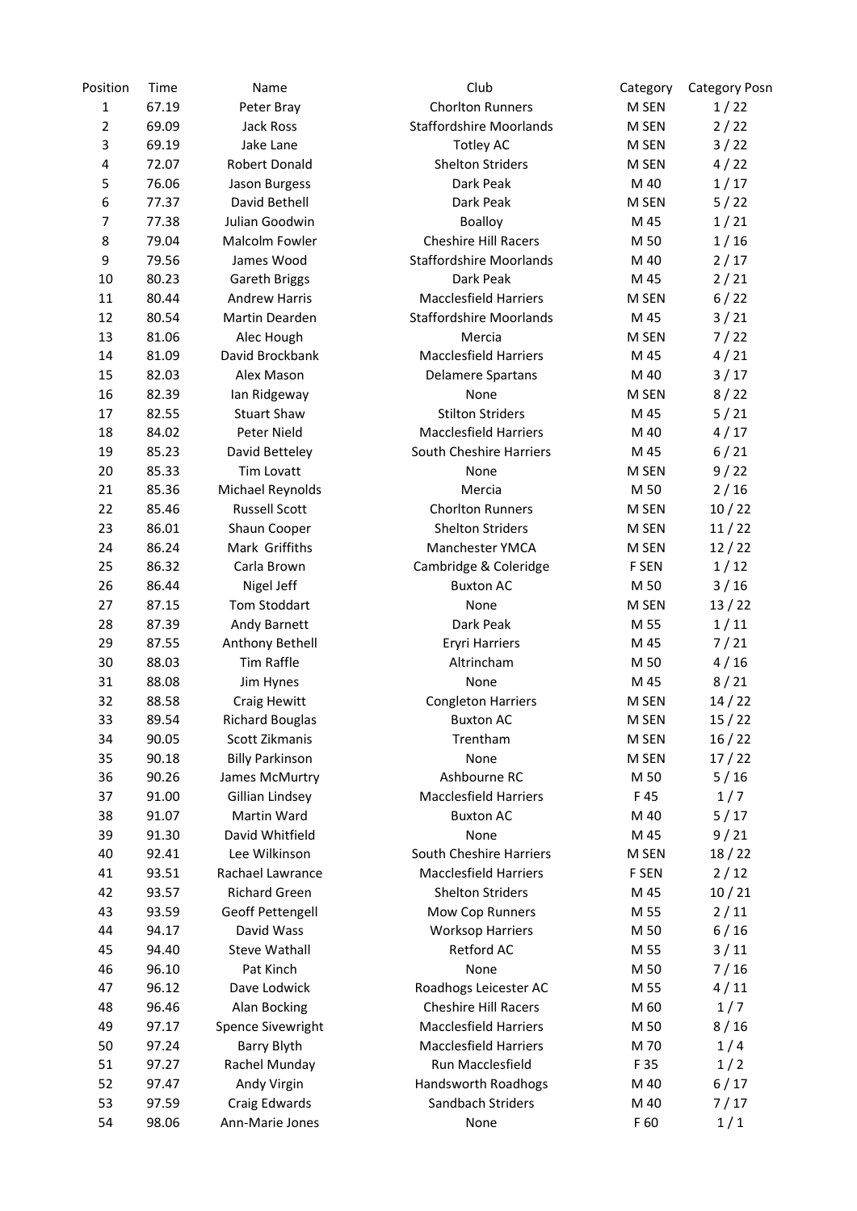| Position | Time | Name | Club | Category | Category Posn |
|---|---|---|---|---|---|
| 1 | 67.19 | Peter Bray | Chorlton Runners | M SEN | 1 / 22 |
| 2 | 69.09 | Jack Ross | Staffordshire Moorlands | M SEN | 2 / 22 |
| 3 | 69.19 | Jake Lane | Totley AC | M SEN | 3 / 22 |
| 4 | 72.07 | Robert Donald | Shelton Striders | M SEN | 4 / 22 |
| 5 | 76.06 | Jason Burgess | Dark Peak | M 40 | 1 / 17 |
| 6 | 77.37 | David Bethell | Dark Peak | M SEN | 5 / 22 |
| 7 | 77.38 | Julian Goodwin | Boalloy | M 45 | 1 / 21 |
| 8 | 79.04 | Malcolm Fowler | Cheshire Hill Racers | M 50 | 1 / 16 |
| 9 | 79.56 | James Wood | Staffordshire Moorlands | M 40 | 2 / 17 |
| 10 | 80.23 | Gareth Briggs | Dark Peak | M 45 | 2 / 21 |
| 11 | 80.44 | Andrew Harris | Macclesfield Harriers | M SEN | 6 / 22 |
| 12 | 80.54 | Martin Dearden | Staffordshire Moorlands | M 45 | 3 / 21 |
| 13 | 81.06 | Alec Hough | Mercia | M SEN | 7 / 22 |
| 14 | 81.09 | David Brockbank | Macclesfield Harriers | M 45 | 4 / 21 |
| 15 | 82.03 | Alex Mason | Delamere Spartans | M 40 | 3 / 17 |
| 16 | 82.39 | Ian Ridgeway | None | M SEN | 8 / 22 |
| 17 | 82.55 | Stuart Shaw | Stilton Striders | M 45 | 5 / 21 |
| 18 | 84.02 | Peter Nield | Macclesfield Harriers | M 40 | 4 / 17 |
| 19 | 85.23 | David Betteley | South Cheshire Harriers | M 45 | 6 / 21 |
| 20 | 85.33 | Tim Lovatt | None | M SEN | 9 / 22 |
| 21 | 85.36 | Michael Reynolds | Mercia | M 50 | 2 / 16 |
| 22 | 85.46 | Russell Scott | Chorlton Runners | M SEN | 10 / 22 |
| 23 | 86.01 | Shaun Cooper | Shelton Striders | M SEN | 11 / 22 |
| 24 | 86.24 | Mark Griffiths | Manchester YMCA | M SEN | 12 / 22 |
| 25 | 86.32 | Carla Brown | Cambridge & Coleridge | F SEN | 1 / 12 |
| 26 | 86.44 | Nigel Jeff | Buxton AC | M 50 | 3 / 16 |
| 27 | 87.15 | Tom Stoddart | None | M SEN | 13 / 22 |
| 28 | 87.39 | Andy Barnett | Dark Peak | M 55 | 1 / 11 |
| 29 | 87.55 | Anthony Bethell | Eryri Harriers | M 45 | 7 / 21 |
| 30 | 88.03 | Tim Raffle | Altrincham | M 50 | 4 / 16 |
| 31 | 88.08 | Jim Hynes | None | M 45 | 8 / 21 |
| 32 | 88.58 | Craig Hewitt | Congleton Harriers | M SEN | 14 / 22 |
| 33 | 89.54 | Richard Bouglas | Buxton AC | M SEN | 15 / 22 |
| 34 | 90.05 | Scott Zikmanis | Trentham | M SEN | 16 / 22 |
| 35 | 90.18 | Billy Parkinson | None | M SEN | 17 / 22 |
| 36 | 90.26 | James McMurtry | Ashbourne RC | M 50 | 5 / 16 |
| 37 | 91.00 | Gillian Lindsey | Macclesfield Harriers | F 45 | 1 / 7 |
| 38 | 91.07 | Martin Ward | Buxton AC | M 40 | 5 / 17 |
| 39 | 91.30 | David Whitfield | None | M 45 | 9 / 21 |
| 40 | 92.41 | Lee Wilkinson | South Cheshire Harriers | M SEN | 18 / 22 |
| 41 | 93.51 | Rachael Lawrance | Macclesfield Harriers | F SEN | 2 / 12 |
| 42 | 93.57 | Richard Green | Shelton Striders | M 45 | 10 / 21 |
| 43 | 93.59 | Geoff Pettengell | Mow Cop Runners | M 55 | 2 / 11 |
| 44 | 94.17 | David Wass | Worksop Harriers | M 50 | 6 / 16 |
| 45 | 94.40 | Steve Wathall | Retford AC | M 55 | 3 / 11 |
| 46 | 96.10 | Pat Kinch | None | M 50 | 7 / 16 |
| 47 | 96.12 | Dave Lodwick | Roadhogs Leicester AC | M 55 | 4 / 11 |
| 48 | 96.46 | Alan Bocking | Cheshire Hill Racers | M 60 | 1 / 7 |
| 49 | 97.17 | Spence Sivewright | Macclesfield Harriers | M 50 | 8 / 16 |
| 50 | 97.24 | Barry Blyth | Macclesfield Harriers | M 70 | 1 / 4 |
| 51 | 97.27 | Rachel Munday | Run Macclesfield | F 35 | 1 / 2 |
| 52 | 97.47 | Andy Virgin | Handsworth Roadhogs | M 40 | 6 / 17 |
| 53 | 97.59 | Craig Edwards | Sandbach Striders | M 40 | 7 / 17 |
| 54 | 98.06 | Ann-Marie Jones | None | F 60 | 1 / 1 |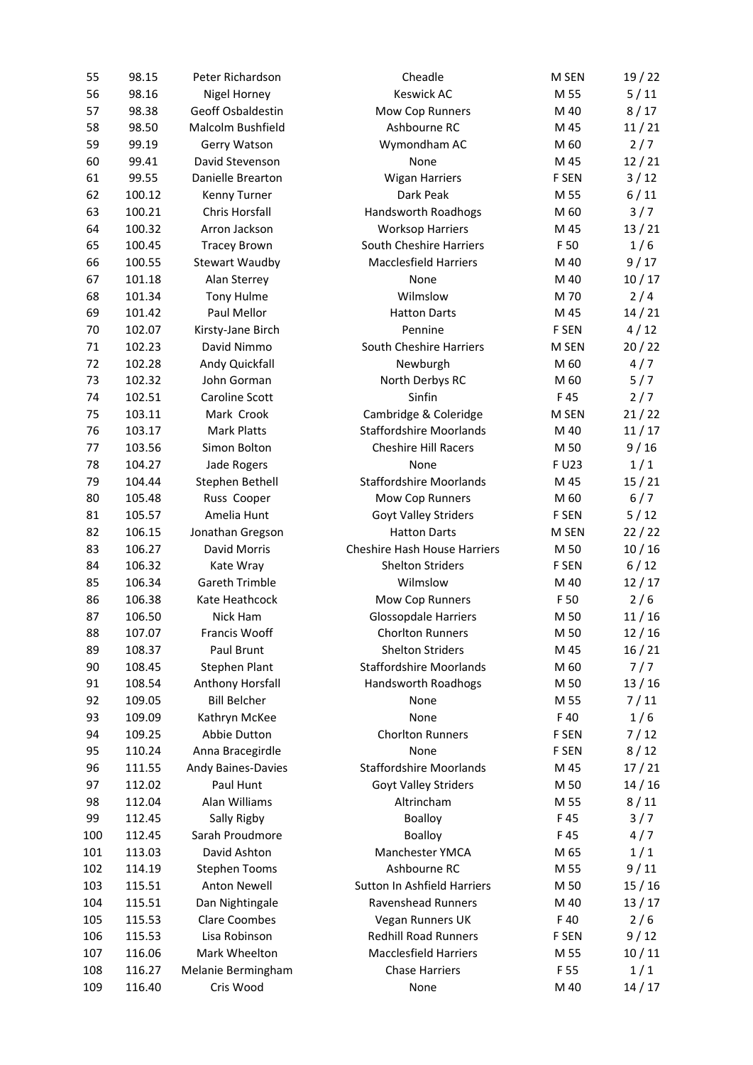| | | | | | |
|---|---|---|---|---|---|
| 55 | 98.15 | Peter Richardson | Cheadle | M SEN | 19 / 22 |
| 56 | 98.16 | Nigel Horney | Keswick AC | M 55 | 5 / 11 |
| 57 | 98.38 | Geoff Osbaldestin | Mow Cop Runners | M 40 | 8 / 17 |
| 58 | 98.50 | Malcolm Bushfield | Ashbourne RC | M 45 | 11 / 21 |
| 59 | 99.19 | Gerry Watson | Wymondham AC | M 60 | 2 / 7 |
| 60 | 99.41 | David Stevenson | None | M 45 | 12 / 21 |
| 61 | 99.55 | Danielle Brearton | Wigan Harriers | F SEN | 3 / 12 |
| 62 | 100.12 | Kenny Turner | Dark Peak | M 55 | 6 / 11 |
| 63 | 100.21 | Chris Horsfall | Handsworth Roadhogs | M 60 | 3 / 7 |
| 64 | 100.32 | Arron Jackson | Worksop Harriers | M 45 | 13 / 21 |
| 65 | 100.45 | Tracey Brown | South Cheshire Harriers | F 50 | 1 / 6 |
| 66 | 100.55 | Stewart Waudby | Macclesfield Harriers | M 40 | 9 / 17 |
| 67 | 101.18 | Alan Sterrey | None | M 40 | 10 / 17 |
| 68 | 101.34 | Tony Hulme | Wilmslow | M 70 | 2 / 4 |
| 69 | 101.42 | Paul Mellor | Hatton Darts | M 45 | 14 / 21 |
| 70 | 102.07 | Kirsty-Jane Birch | Pennine | F SEN | 4 / 12 |
| 71 | 102.23 | David Nimmo | South Cheshire Harriers | M SEN | 20 / 22 |
| 72 | 102.28 | Andy Quickfall | Newburgh | M 60 | 4 / 7 |
| 73 | 102.32 | John Gorman | North Derbys RC | M 60 | 5 / 7 |
| 74 | 102.51 | Caroline Scott | Sinfin | F 45 | 2 / 7 |
| 75 | 103.11 | Mark Crook | Cambridge & Coleridge | M SEN | 21 / 22 |
| 76 | 103.17 | Mark Platts | Staffordshire Moorlands | M 40 | 11 / 17 |
| 77 | 103.56 | Simon Bolton | Cheshire Hill Racers | M 50 | 9 / 16 |
| 78 | 104.27 | Jade Rogers | None | F U23 | 1 / 1 |
| 79 | 104.44 | Stephen Bethell | Staffordshire Moorlands | M 45 | 15 / 21 |
| 80 | 105.48 | Russ Cooper | Mow Cop Runners | M 60 | 6 / 7 |
| 81 | 105.57 | Amelia Hunt | Goyt Valley Striders | F SEN | 5 / 12 |
| 82 | 106.15 | Jonathan Gregson | Hatton Darts | M SEN | 22 / 22 |
| 83 | 106.27 | David Morris | Cheshire Hash House Harriers | M 50 | 10 / 16 |
| 84 | 106.32 | Kate Wray | Shelton Striders | F SEN | 6 / 12 |
| 85 | 106.34 | Gareth Trimble | Wilmslow | M 40 | 12 / 17 |
| 86 | 106.38 | Kate Heathcock | Mow Cop Runners | F 50 | 2 / 6 |
| 87 | 106.50 | Nick Ham | Glossopdale Harriers | M 50 | 11 / 16 |
| 88 | 107.07 | Francis Wooff | Chorlton Runners | M 50 | 12 / 16 |
| 89 | 108.37 | Paul Brunt | Shelton Striders | M 45 | 16 / 21 |
| 90 | 108.45 | Stephen Plant | Staffordshire Moorlands | M 60 | 7 / 7 |
| 91 | 108.54 | Anthony Horsfall | Handsworth Roadhogs | M 50 | 13 / 16 |
| 92 | 109.05 | Bill Belcher | None | M 55 | 7 / 11 |
| 93 | 109.09 | Kathryn McKee | None | F 40 | 1 / 6 |
| 94 | 109.25 | Abbie Dutton | Chorlton Runners | F SEN | 7 / 12 |
| 95 | 110.24 | Anna Bracegirdle | None | F SEN | 8 / 12 |
| 96 | 111.55 | Andy Baines-Davies | Staffordshire Moorlands | M 45 | 17 / 21 |
| 97 | 112.02 | Paul Hunt | Goyt Valley Striders | M 50 | 14 / 16 |
| 98 | 112.04 | Alan Williams | Altrincham | M 55 | 8 / 11 |
| 99 | 112.45 | Sally Rigby | Boalloy | F 45 | 3 / 7 |
| 100 | 112.45 | Sarah Proudmore | Boalloy | F 45 | 4 / 7 |
| 101 | 113.03 | David Ashton | Manchester YMCA | M 65 | 1 / 1 |
| 102 | 114.19 | Stephen Tooms | Ashbourne RC | M 55 | 9 / 11 |
| 103 | 115.51 | Anton Newell | Sutton In Ashfield Harriers | M 50 | 15 / 16 |
| 104 | 115.51 | Dan Nightingale | Ravenshead Runners | M 40 | 13 / 17 |
| 105 | 115.53 | Clare Coombes | Vegan Runners UK | F 40 | 2 / 6 |
| 106 | 115.53 | Lisa Robinson | Redhill Road Runners | F SEN | 9 / 12 |
| 107 | 116.06 | Mark Wheelton | Macclesfield Harriers | M 55 | 10 / 11 |
| 108 | 116.27 | Melanie Bermingham | Chase Harriers | F 55 | 1 / 1 |
| 109 | 116.40 | Cris Wood | None | M 40 | 14 / 17 |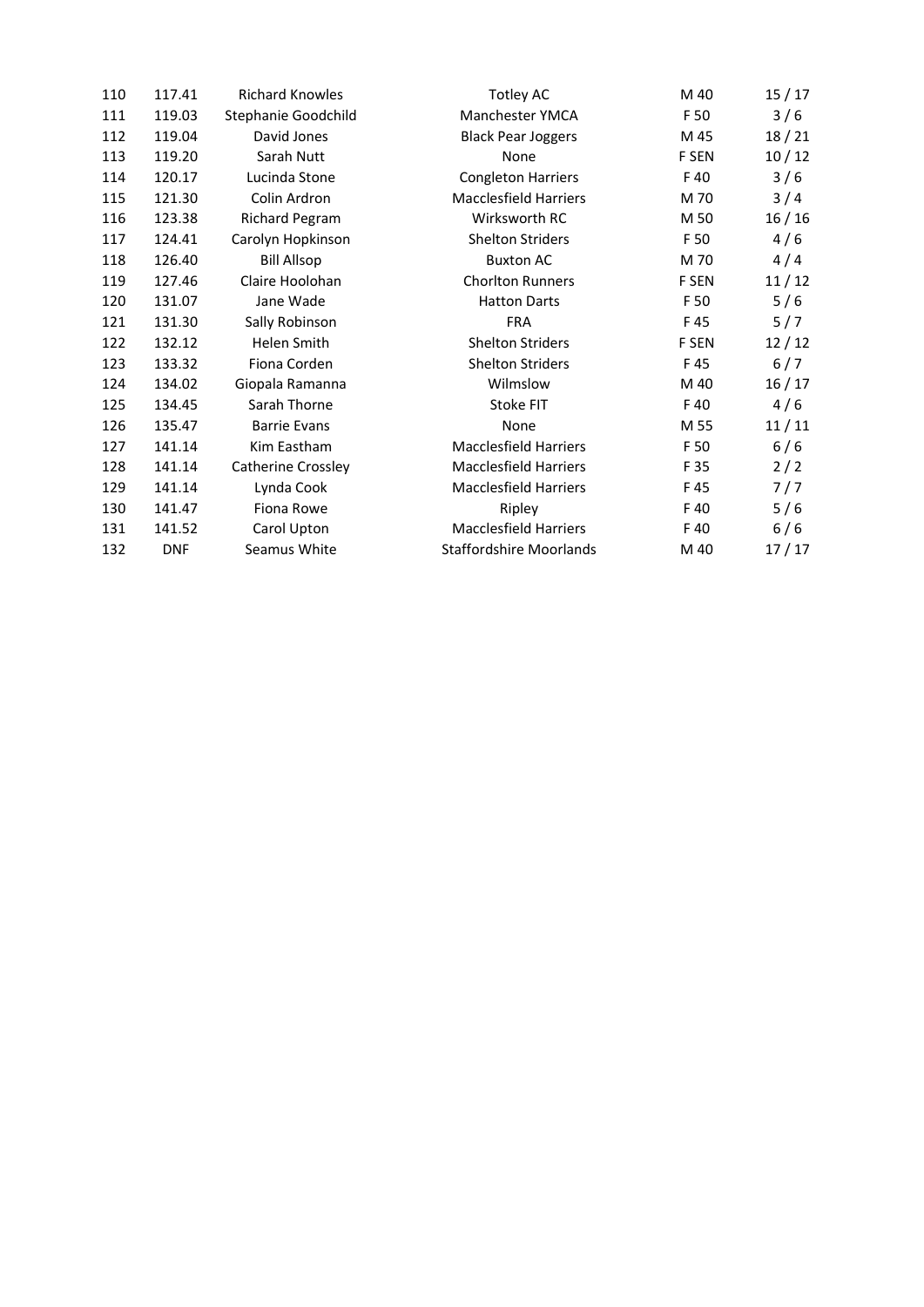| | | | | | |
|---|---|---|---|---|---|
| 110 | 117.41 | Richard Knowles | Totley AC | M 40 | 15 / 17 |
| 111 | 119.03 | Stephanie Goodchild | Manchester YMCA | F 50 | 3 / 6 |
| 112 | 119.04 | David Jones | Black Pear Joggers | M 45 | 18 / 21 |
| 113 | 119.20 | Sarah Nutt | None | F SEN | 10 / 12 |
| 114 | 120.17 | Lucinda Stone | Congleton Harriers | F 40 | 3 / 6 |
| 115 | 121.30 | Colin Ardron | Macclesfield Harriers | M 70 | 3 / 4 |
| 116 | 123.38 | Richard Pegram | Wirksworth RC | M 50 | 16 / 16 |
| 117 | 124.41 | Carolyn Hopkinson | Shelton Striders | F 50 | 4 / 6 |
| 118 | 126.40 | Bill Allsop | Buxton AC | M 70 | 4 / 4 |
| 119 | 127.46 | Claire Hoolohan | Chorlton Runners | F SEN | 11 / 12 |
| 120 | 131.07 | Jane Wade | Hatton Darts | F 50 | 5 / 6 |
| 121 | 131.30 | Sally Robinson | FRA | F 45 | 5 / 7 |
| 122 | 132.12 | Helen Smith | Shelton Striders | F SEN | 12 / 12 |
| 123 | 133.32 | Fiona Corden | Shelton Striders | F 45 | 6 / 7 |
| 124 | 134.02 | Giopala Ramanna | Wilmslow | M 40 | 16 / 17 |
| 125 | 134.45 | Sarah Thorne | Stoke FIT | F 40 | 4 / 6 |
| 126 | 135.47 | Barrie Evans | None | M 55 | 11 / 11 |
| 127 | 141.14 | Kim Eastham | Macclesfield Harriers | F 50 | 6 / 6 |
| 128 | 141.14 | Catherine Crossley | Macclesfield Harriers | F 35 | 2 / 2 |
| 129 | 141.14 | Lynda Cook | Macclesfield Harriers | F 45 | 7 / 7 |
| 130 | 141.47 | Fiona Rowe | Ripley | F 40 | 5 / 6 |
| 131 | 141.52 | Carol Upton | Macclesfield Harriers | F 40 | 6 / 6 |
| 132 | DNF | Seamus White | Staffordshire Moorlands | M 40 | 17 / 17 |